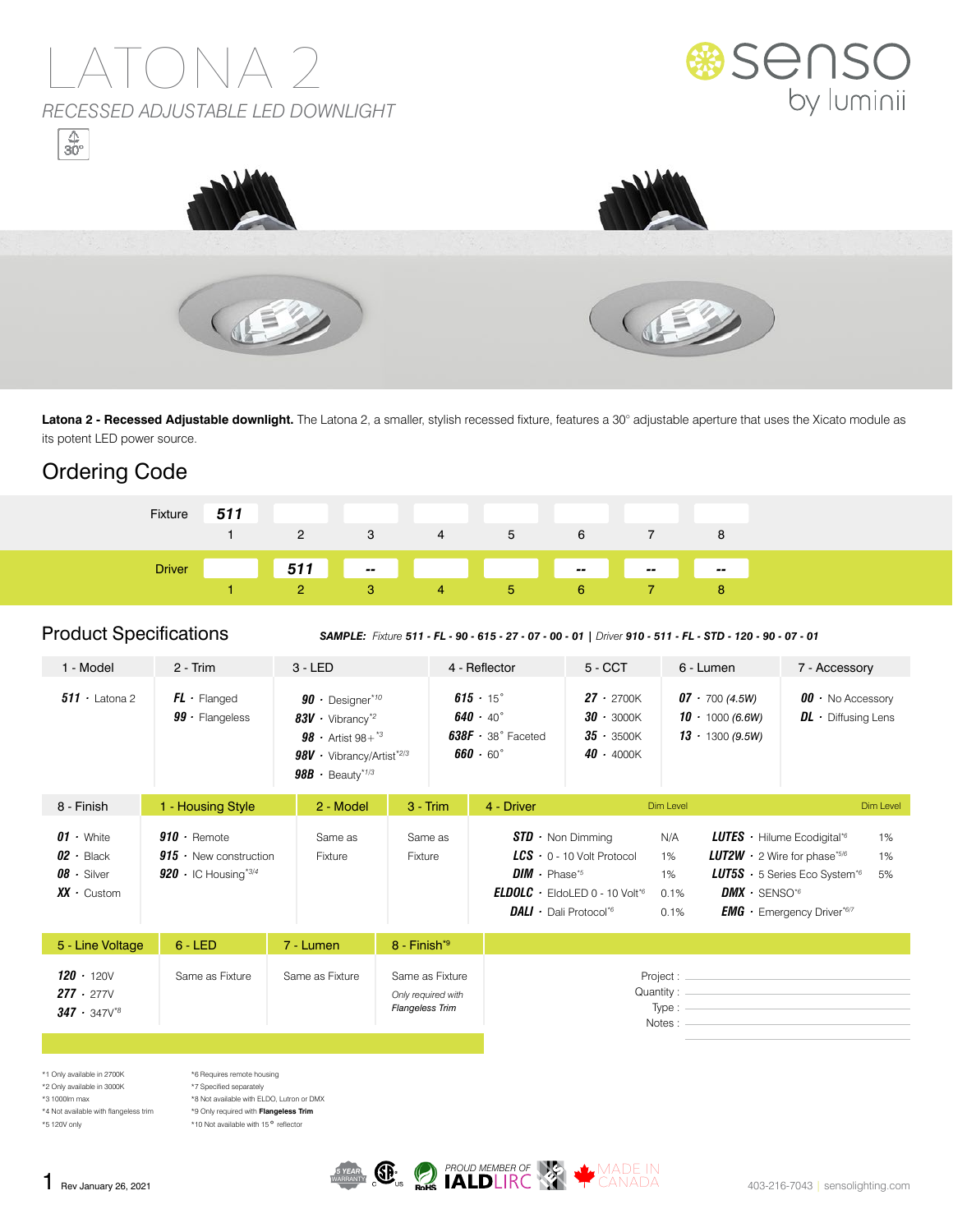# LATONA 2

*RECESSED ADJUSTABLE LED DOWNLIGHT*

30°

senso by luminii

**Latona 2 - Recessed Adjustable downlight.** The Latona 2, a smaller, stylish recessed fixture, features a 30° adjustable aperture that uses the Xicato module as its potent LED power source.

## Ordering Code

| | 1 | 2 | 3 | 4 | 5 | 6 | 7 | 8 |
|---|---|---|---|---|---|---|---|---|
| Fixture | **511** | | | | | | | |
| Driver | | **511** | -- | | | -- | -- | -- |

## Product Specifications

***SAMPLE:*** *Fixture* ***511 - FL - 90 - 615 - 27 - 07 - 00 - 01*** | *Driver* ***910 - 511 - FL - STD - 120 - 90 - 07 - 01***

| 1 - Model | 2 - Trim | 3 - LED | 4 - Reflector | 5 - CCT | 6 - Lumen | 7 - Accessory |
|---|---|---|---|---|---|---|
| ***511*** · Latona 2 | ***FL*** · Flanged<br>***99*** · Flangeless | ***90*** · Designer*10<br>***83V*** · Vibrancy*2<br>***98*** · Artist 98+*3<br>***98V*** · Vibrancy/Artist*2/3<br>***98B*** · Beauty*1/3 | ***615*** · 15°<br>***640*** · 40°<br>***638F*** · 38° Faceted<br>***660*** · 60° | ***27*** · 2700K<br>***30*** · 3000K<br>***35*** · 3500K<br>***40*** · 4000K | ***07*** · 700 *(4.5W)*<br>***10*** · 1000 *(6.6W)*<br>***13*** · 1300 *(9.5W)* | ***00*** · No Accessory<br>***DL*** · Diffusing Lens |

| 8 - Finish |
|---|
| ***01*** · White<br>***02*** · Black<br>***08*** · Silver<br>***XX*** · Custom |

| 1 - Housing Style | 2 - Model | 3 - Trim | 4 - Driver | Dim Level | 4 - Driver | Dim Level |
|---|---|---|---|---|---|---|
| ***910*** · Remote<br>***915*** · New construction<br>***920*** · IC Housing*3/4 | Same as Fixture | Same as Fixture | ***STD*** · Non Dimming<br>***LCS*** · 0 - 10 Volt Protocol<br>***DIM*** · Phase*5<br>***ELDOLC*** · EldoLED 0 - 10 Volt*6<br>***DALI*** · Dali Protocol*6 | N/A<br>1%<br>1%<br>0.1%<br>0.1% | ***LUTES*** · Hilume Ecodigital*6<br>***LUT2W*** · 2 Wire for phase*5/6<br>***LUT5S*** · 5 Series Eco System*6<br>***DMX*** · SENSO*6<br>***EMG*** · Emergency Driver*6/7 | 1%<br>1%<br>5%<br><br> |

| 5 - Line Voltage | 6 - LED | 7 - Lumen | 8 - Finish*9 |
|---|---|---|---|
| ***120*** · 120V<br>***277*** · 277V<br>***347*** · 347V*8 | Same as Fixture | Same as Fixture | Same as Fixture<br>*Only required with Flangeless Trim* |

Project :
Quantity :
Type :
Notes :

*1 Only available in 2700K
*2 Only available in 3000K
*3 1000lm max
*4 Not available with flangeless trim
*5 120V only
*6 Requires remote housing
*7 Specified separately
*8 Not available with ELDO, Lutron or DMX
*9 Only required with **Flangeless Trim**
*10 Not available with 15° reflector

Rev January 26, 2021

5 YEAR WARRANTY · RoHS · PROUD MEMBER OF IALD LIRC · MADE IN CANADA

403-216-7043 | sensolighting.com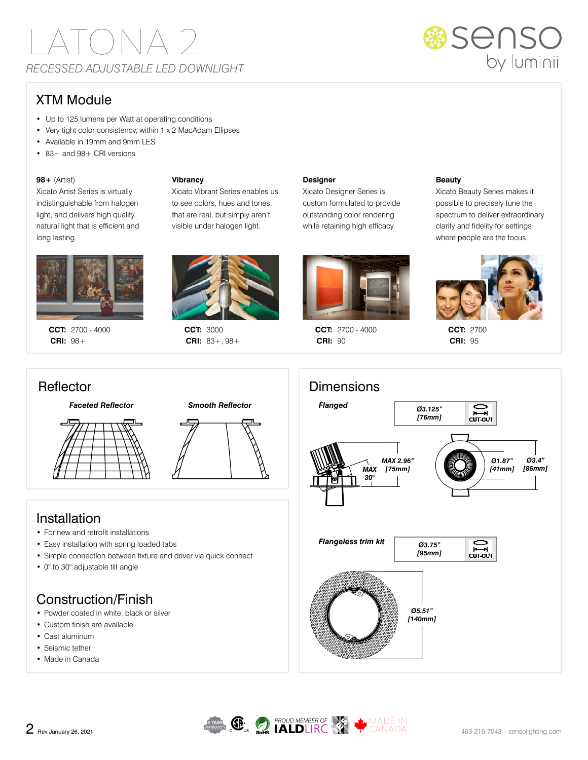# LATONA 2

*RECESSED ADJUSTABLE LED DOWNLIGHT*

## XTM Module

- Up to 125 lumens per Watt at operating conditions
- Very tight color consistency, within 1 x 2 MacAdam Ellipses
- Available in 19mm and 9mm LES
- 83+ and 98+ CRI versions

**98+** (Artist)
Xicato Artist Series is virtually indistinguishable from halogen light, and delivers high quality, natural light that is efficient and long lasting.

**CCT:** 2700 - 4000
**CRI:** 98+

**Vibrancy**
Xicato Vibrant Series enables us to see colors, hues and tones, that are real, but simply aren't visible under halogen light.

**CCT:** 3000
**CRI:** 83+, 98+

**Designer**
Xicato Designer Series is custom formulated to provide outstanding color rendering while retaining high efficacy.

**CCT:** 2700 - 4000
**CRI:** 90

**Beauty**
Xicato Beauty Series makes it possible to precisely tune the spectrum to deliver extraordinary clarity and fidelity for settings where people are the focus.

**CCT:** 2700
**CRI:** 95

## Reflector

***Faceted Reflector***

***Smooth Reflector***

## Dimensions

***Flanged***

*Ø3.125" [76mm]* CUT-OUT

*MAX 2.96" [75mm]*
*MAX 30°*
*Ø1.87" [41mm]*
*Ø3.4" [86mm]*

***Flangeless trim kit***

*Ø3.75" [95mm]* CUT-OUT

*Ø5.51" [140mm]*

## Installation

- For new and retrofit installations
- Easy installation with spring loaded tabs
- Simple connection between fixture and driver via quick connect
- 0° to 30° adjustable tilt angle

## Construction/Finish

- Powder coated in white, black or silver
- Custom finish are available
- Cast aluminum
- Seismic tether
- Made in Canada

Rev January 26, 2021

5 YEAR WARRANTY | PROUD MEMBER OF IALD LIRC | MADE IN CANADA

403-216-7043 | sensolighting.com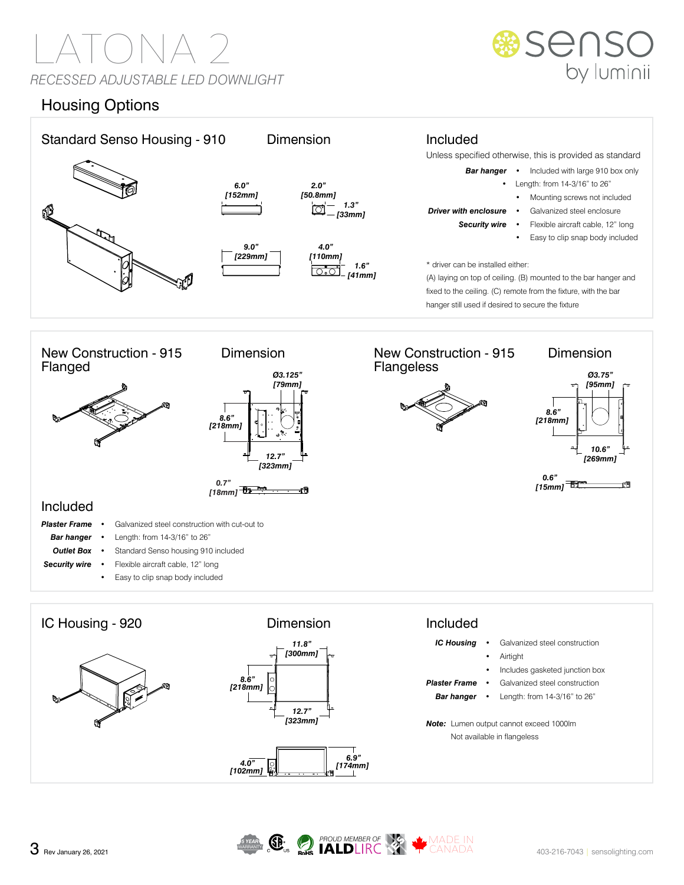# LATONA 2

RECESSED ADJUSTABLE LED DOWNLIGHT

## Housing Options

### Standard Senso Housing - 910

**Dimension**

6.0" [152mm]
2.0" [50.8mm]
1.3" [33mm]
9.0" [229mm]
4.0" [110mm]
1.6" [41mm]

**Included**

Unless specified otherwise, this is provided as standard

| | |
|---|---|
| ***Bar hanger*** | • Included with large 910 box only |
| | • Length: from 14-3/16" to 26" |
| | • Mounting screws not included |
| ***Driver with enclosure*** | • Galvanized steel enclosure |
| ***Security wire*** | • Flexible aircraft cable, 12" long |
| | • Easy to clip snap body included |

* driver can be installed either:
(A) laying on top of ceiling. (B) mounted to the bar hanger and fixed to the ceiling. (C) remote from the fixture, with the bar hanger still used if desired to secure the fixture

### New Construction - 915 Flanged

**Dimension**

Ø3.125" [79mm]
8.6" [218mm]
12.7" [323mm]
0.7" [18mm]

### New Construction - 915 Flangeless

**Dimension**

Ø3.75" [95mm]
8.6" [218mm]
10.6" [269mm]
0.6" [15mm]

**Included**

| | |
|---|---|
| ***Plaster Frame*** | • Galvanized steel construction with cut-out to |
| ***Bar hanger*** | • Length: from 14-3/16" to 26" |
| ***Outlet Box*** | • Standard Senso housing 910 included |
| ***Security wire*** | • Flexible aircraft cable, 12" long |
| | • Easy to clip snap body included |

### IC Housing - 920

**Dimension**

11.8" [300mm]
8.6" [218mm]
12.7" [323mm]
4.0" [102mm]
6.9" [174mm]

**Included**

| | |
|---|---|
| ***IC Housing*** | • Galvanized steel construction |
| | • Airtight |
| | • Includes gasketed junction box |
| ***Plaster Frame*** | • Galvanized steel construction |
| ***Bar hanger*** | • Length: from 14-3/16" to 26" |

***Note:*** Lumen output cannot exceed 1000lm
Not available in flangeless

Rev January 26, 2021

5 YEAR WARRANTY · RoHS · PROUD MEMBER OF IALD LIRC · MADE IN CANADA

403-216-7043 | sensolighting.com